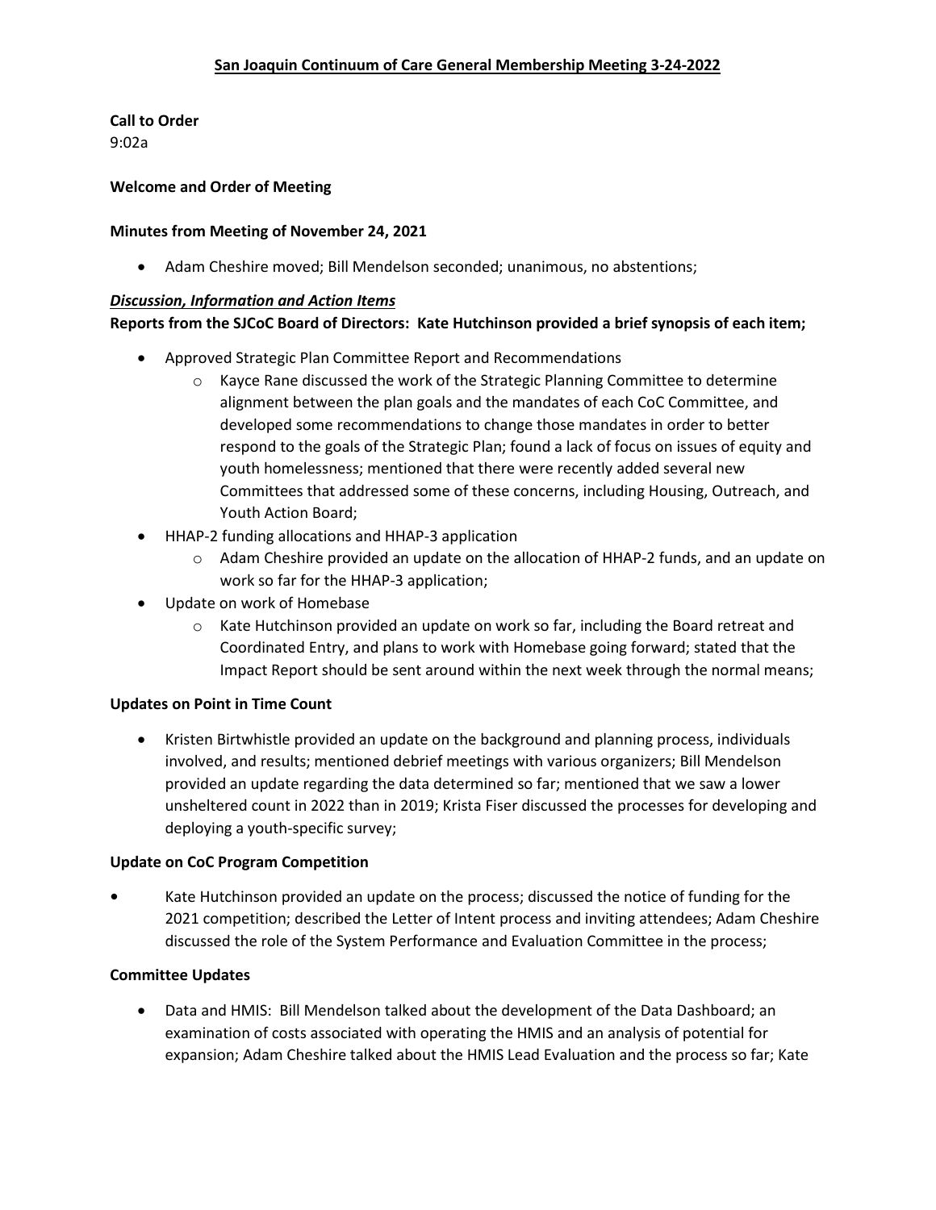# San Joaquin Continuum of Care General Membership Meeting 3-24-2022

**Call to Order**

9:02a

**Welcome and Order of Meeting**

**Minutes from Meeting of November 24, 2021**

- Adam Cheshire moved; Bill Mendelson seconded; unanimous, no abstentions;

***Discussion, Information and Action Items***

**Reports from the SJCoC Board of Directors: Kate Hutchinson provided a brief synopsis of each item;**

- Approved Strategic Plan Committee Report and Recommendations
  - Kayce Rane discussed the work of the Strategic Planning Committee to determine alignment between the plan goals and the mandates of each CoC Committee, and developed some recommendations to change those mandates in order to better respond to the goals of the Strategic Plan; found a lack of focus on issues of equity and youth homelessness; mentioned that there were recently added several new Committees that addressed some of these concerns, including Housing, Outreach, and Youth Action Board;
- HHAP-2 funding allocations and HHAP-3 application
  - Adam Cheshire provided an update on the allocation of HHAP-2 funds, and an update on work so far for the HHAP-3 application;
- Update on work of Homebase
  - Kate Hutchinson provided an update on work so far, including the Board retreat and Coordinated Entry, and plans to work with Homebase going forward; stated that the Impact Report should be sent around within the next week through the normal means;

**Updates on Point in Time Count**

- Kristen Birtwhistle provided an update on the background and planning process, individuals involved, and results; mentioned debrief meetings with various organizers; Bill Mendelson provided an update regarding the data determined so far; mentioned that we saw a lower unsheltered count in 2022 than in 2019; Krista Fiser discussed the processes for developing and deploying a youth-specific survey;

**Update on CoC Program Competition**

- Kate Hutchinson provided an update on the process; discussed the notice of funding for the 2021 competition; described the Letter of Intent process and inviting attendees; Adam Cheshire discussed the role of the System Performance and Evaluation Committee in the process;

**Committee Updates**

- Data and HMIS: Bill Mendelson talked about the development of the Data Dashboard; an examination of costs associated with operating the HMIS and an analysis of potential for expansion; Adam Cheshire talked about the HMIS Lead Evaluation and the process so far; Kate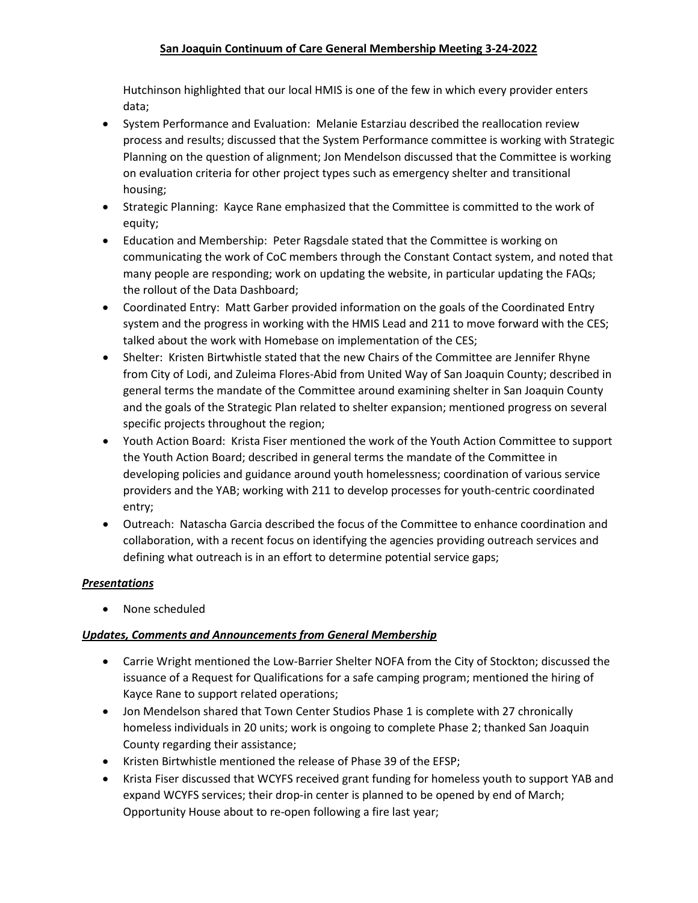Hutchinson highlighted that our local HMIS is one of the few in which every provider enters data;

- System Performance and Evaluation: Melanie Estarziau described the reallocation review process and results; discussed that the System Performance committee is working with Strategic Planning on the question of alignment; Jon Mendelson discussed that the Committee is working on evaluation criteria for other project types such as emergency shelter and transitional housing;
- Strategic Planning: Kayce Rane emphasized that the Committee is committed to the work of equity;
- Education and Membership: Peter Ragsdale stated that the Committee is working on communicating the work of CoC members through the Constant Contact system, and noted that many people are responding; work on updating the website, in particular updating the FAQs; the rollout of the Data Dashboard;
- Coordinated Entry: Matt Garber provided information on the goals of the Coordinated Entry system and the progress in working with the HMIS Lead and 211 to move forward with the CES; talked about the work with Homebase on implementation of the CES;
- Shelter: Kristen Birtwhistle stated that the new Chairs of the Committee are Jennifer Rhyne from City of Lodi, and Zuleima Flores-Abid from United Way of San Joaquin County; described in general terms the mandate of the Committee around examining shelter in San Joaquin County and the goals of the Strategic Plan related to shelter expansion; mentioned progress on several specific projects throughout the region;
- Youth Action Board: Krista Fiser mentioned the work of the Youth Action Committee to support the Youth Action Board; described in general terms the mandate of the Committee in developing policies and guidance around youth homelessness; coordination of various service providers and the YAB; working with 211 to develop processes for youth-centric coordinated entry;
- Outreach: Natascha Garcia described the focus of the Committee to enhance coordination and collaboration, with a recent focus on identifying the agencies providing outreach services and defining what outreach is in an effort to determine potential service gaps;

***Presentations***

- None scheduled

***Updates, Comments and Announcements from General Membership***

- Carrie Wright mentioned the Low-Barrier Shelter NOFA from the City of Stockton; discussed the issuance of a Request for Qualifications for a safe camping program; mentioned the hiring of Kayce Rane to support related operations;
- Jon Mendelson shared that Town Center Studios Phase 1 is complete with 27 chronically homeless individuals in 20 units; work is ongoing to complete Phase 2; thanked San Joaquin County regarding their assistance;
- Kristen Birtwhistle mentioned the release of Phase 39 of the EFSP;
- Krista Fiser discussed that WCYFS received grant funding for homeless youth to support YAB and expand WCYFS services; their drop-in center is planned to be opened by end of March; Opportunity House about to re-open following a fire last year;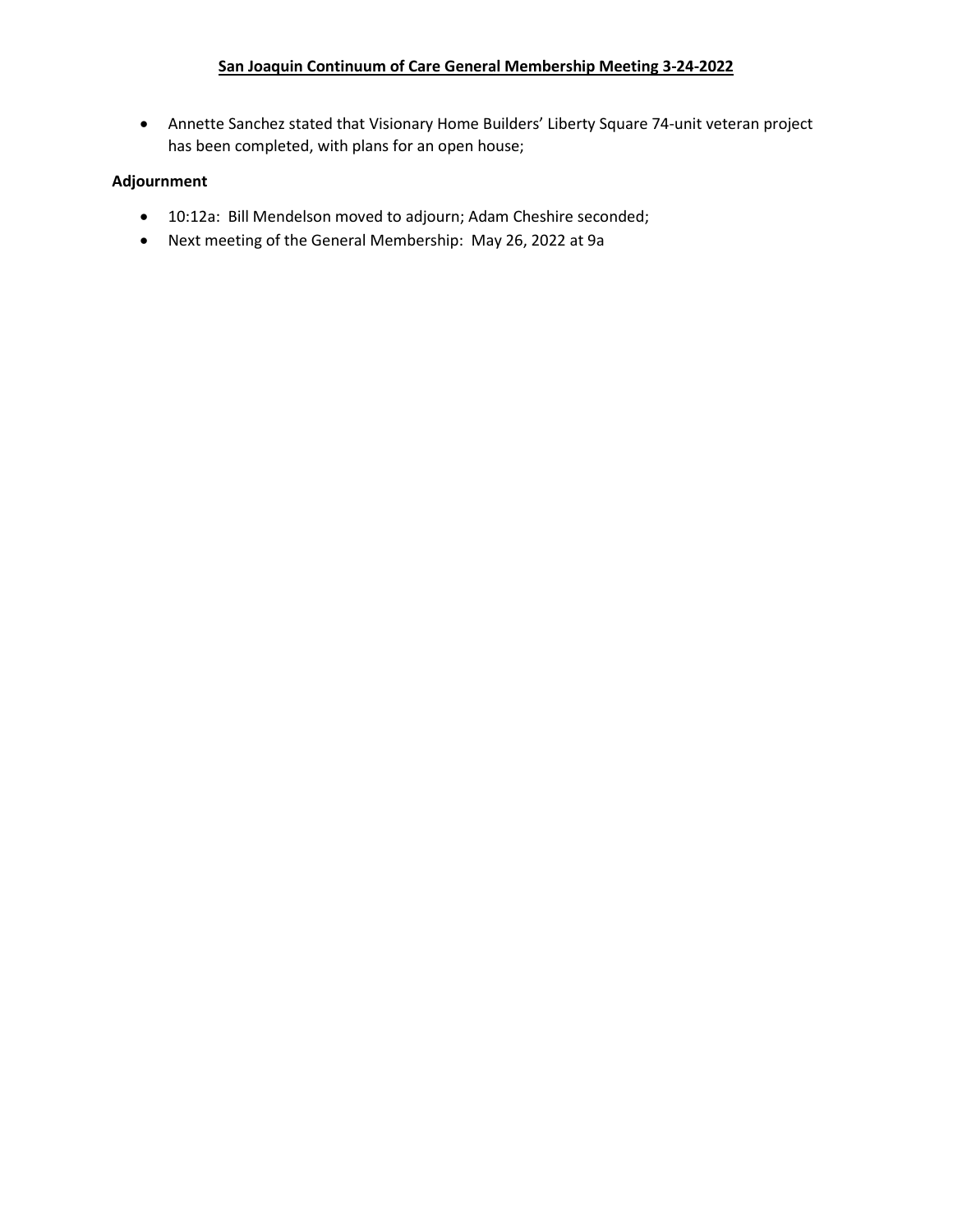- Annette Sanchez stated that Visionary Home Builders' Liberty Square 74-unit veteran project has been completed, with plans for an open house;

**Adjournment**

- 10:12a: Bill Mendelson moved to adjourn; Adam Cheshire seconded;
- Next meeting of the General Membership: May 26, 2022 at 9a